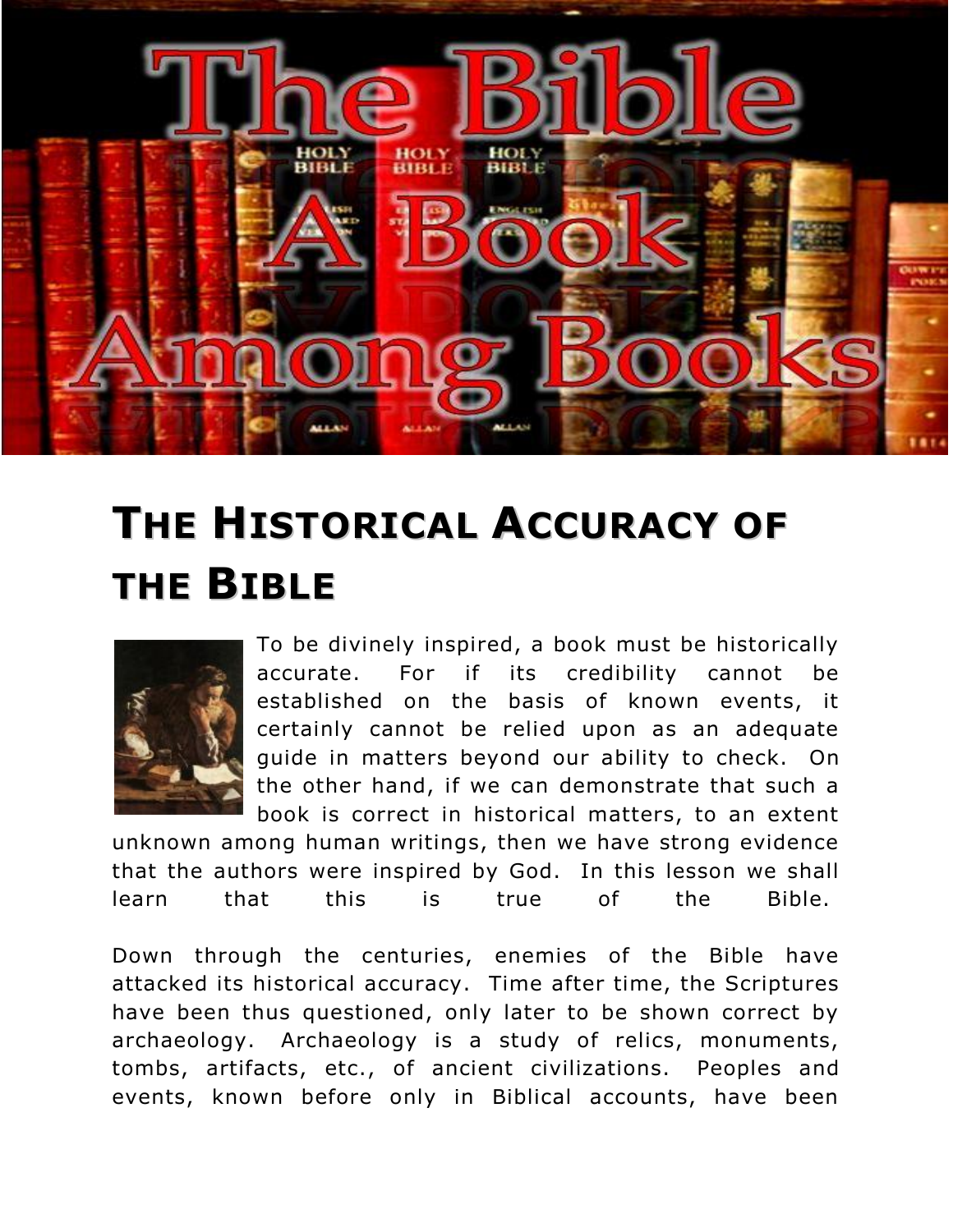# The Bible A Book Among Books

## The Historical Accuracy of the Bible

To be divinely inspired, a book must be historically accurate. For if its credibility cannot be established on the basis of known events, it certainly cannot be relied upon as an adequate guide in matters beyond our ability to check. On the other hand, if we can demonstrate that such a book is correct in historical matters, to an extent unknown among human writings, then we have strong evidence that the authors were inspired by God. In this lesson we shall learn that this is true of the Bible.

Down through the centuries, enemies of the Bible have attacked its historical accuracy. Time after time, the Scriptures have been thus questioned, only later to be shown correct by archaeology. Archaeology is a study of relics, monuments, tombs, artifacts, etc., of ancient civilizations. Peoples and events, known before only in Biblical accounts, have been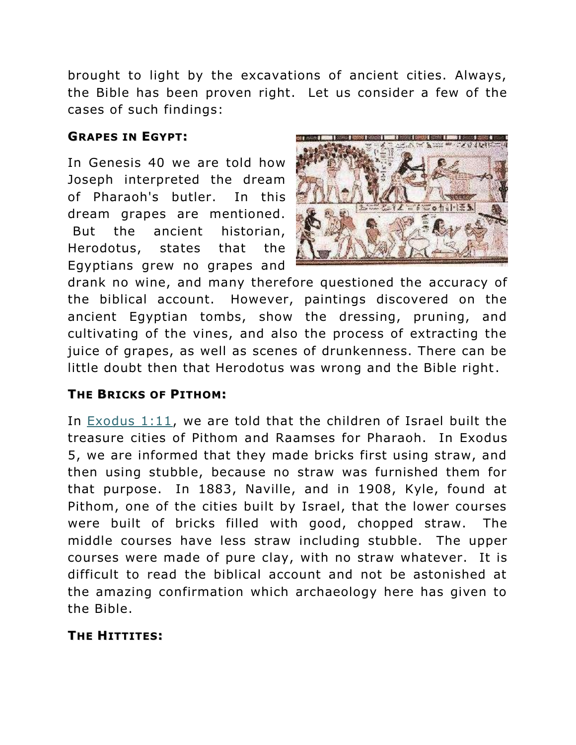brought to light by the excavations of ancient cities. Always, the Bible has been proven right. Let us consider a few of the cases of such findings:

**GRAPES IN EGYPT:**

In Genesis 40 we are told how Joseph interpreted the dream of Pharaoh's butler. In this dream grapes are mentioned. But the ancient historian, Herodotus, states that the Egyptians grew no grapes and drank no wine, and many therefore questioned the accuracy of the biblical account. However, paintings discovered on the ancient Egyptian tombs, show the dressing, pruning, and cultivating of the vines, and also the process of extracting the juice of grapes, as well as scenes of drunkenness. There can be little doubt then that Herodotus was wrong and the Bible right.

**THE BRICKS OF PITHOM:**

In Exodus 1:11, we are told that the children of Israel built the treasure cities of Pithom and Raamses for Pharaoh. In Exodus 5, we are informed that they made bricks first using straw, and then using stubble, because no straw was furnished them for that purpose. In 1883, Naville, and in 1908, Kyle, found at Pithom, one of the cities built by Israel, that the lower courses were built of bricks filled with good, chopped straw. The middle courses have less straw including stubble. The upper courses were made of pure clay, with no straw whatever. It is difficult to read the biblical account and not be astonished at the amazing confirmation which archaeology here has given to the Bible.

**THE HITTITES:**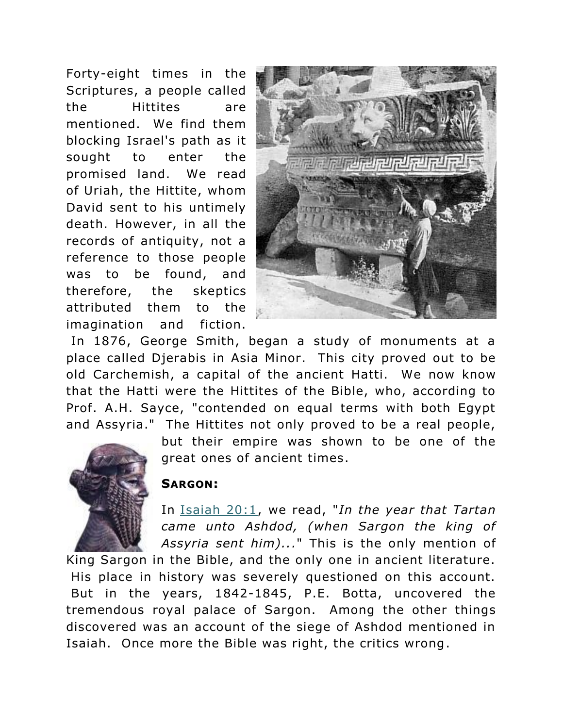Forty-eight times in the Scriptures, a people called the Hittites are mentioned. We find them blocking Israel's path as it sought to enter the promised land. We read of Uriah, the Hittite, whom David sent to his untimely death. However, in all the records of antiquity, not a reference to those people was to be found, and therefore, the skeptics attributed them to the imagination and fiction. In 1876, George Smith, began a study of monuments at a place called Djerabis in Asia Minor. This city proved out to be old Carchemish, a capital of the ancient Hatti. We now know that the Hatti were the Hittites of the Bible, who, according to Prof. A.H. Sayce, "contended on equal terms with both Egypt and Assyria." The Hittites not only proved to be a real people, but their empire was shown to be one of the great ones of ancient times.

## SARGON:

In Isaiah 20:1, we read, "*In the year that Tartan came unto Ashdod, (when Sargon the king of Assyria sent him)...*" This is the only mention of King Sargon in the Bible, and the only one in ancient literature. His place in history was severely questioned on this account. But in the years, 1842-1845, P.E. Botta, uncovered the tremendous royal palace of Sargon. Among the other things discovered was an account of the siege of Ashdod mentioned in Isaiah. Once more the Bible was right, the critics wrong.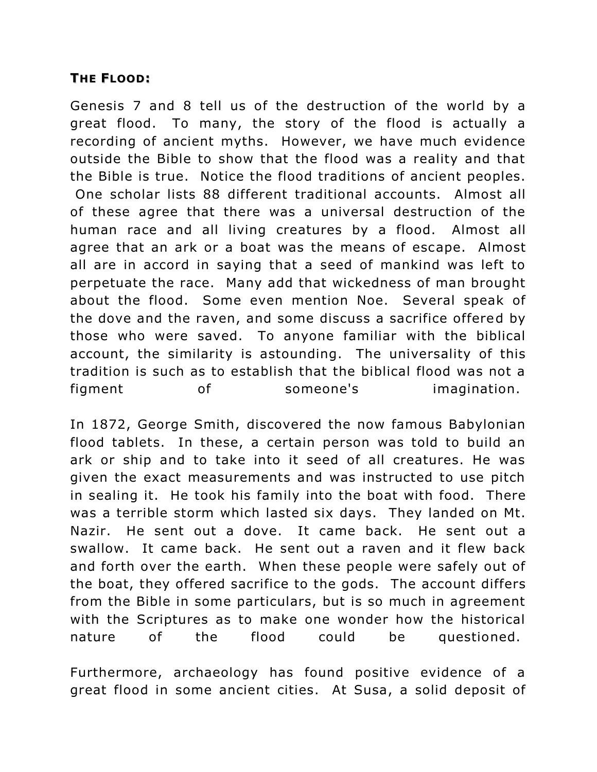**THE FLOOD:**

Genesis 7 and 8 tell us of the destruction of the world by a great flood. To many, the story of the flood is actually a recording of ancient myths. However, we have much evidence outside the Bible to show that the flood was a reality and that the Bible is true. Notice the flood traditions of ancient peoples. One scholar lists 88 different traditional accounts. Almost all of these agree that there was a universal destruction of the human race and all living creatures by a flood. Almost all agree that an ark or a boat was the means of escape. Almost all are in accord in saying that a seed of mankind was left to perpetuate the race. Many add that wickedness of man brought about the flood. Some even mention Noe. Several speak of the dove and the raven, and some discuss a sacrifice offered by those who were saved. To anyone familiar with the biblical account, the similarity is astounding. The universality of this tradition is such as to establish that the biblical flood was not a figment of someone's imagination.

In 1872, George Smith, discovered the now famous Babylonian flood tablets. In these, a certain person was told to build an ark or ship and to take into it seed of all creatures. He was given the exact measurements and was instructed to use pitch in sealing it. He took his family into the boat with food. There was a terrible storm which lasted six days. They landed on Mt. Nazir. He sent out a dove. It came back. He sent out a swallow. It came back. He sent out a raven and it flew back and forth over the earth. When these people were safely out of the boat, they offered sacrifice to the gods. The account differs from the Bible in some particulars, but is so much in agreement with the Scriptures as to make one wonder how the historical nature of the flood could be questioned.

Furthermore, archaeology has found positive evidence of a great flood in some ancient cities. At Susa, a solid deposit of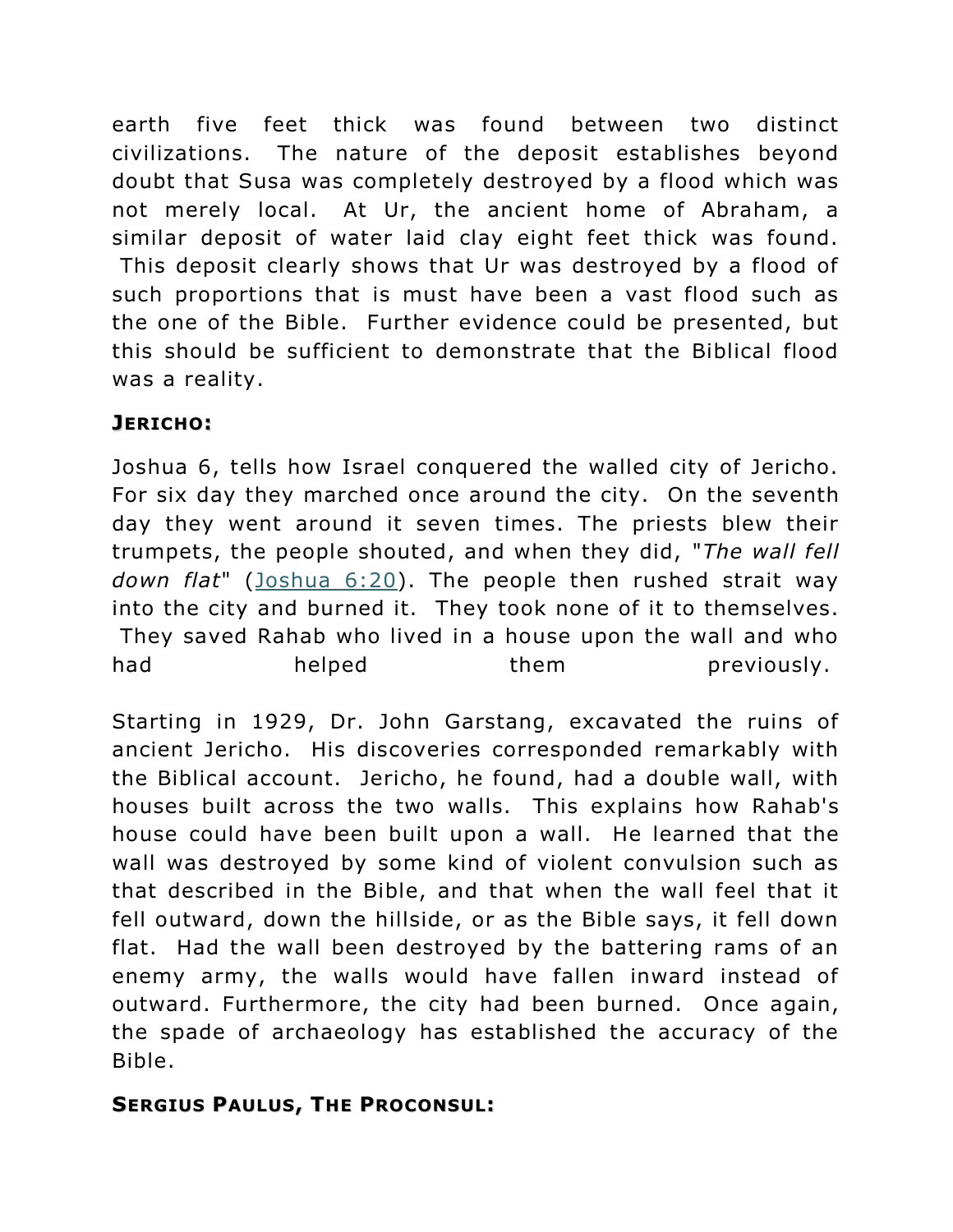earth five feet thick was found between two distinct civilizations. The nature of the deposit establishes beyond doubt that Susa was completely destroyed by a flood which was not merely local. At Ur, the ancient home of Abraham, a similar deposit of water laid clay eight feet thick was found. This deposit clearly shows that Ur was destroyed by a flood of such proportions that is must have been a vast flood such as the one of the Bible. Further evidence could be presented, but this should be sufficient to demonstrate that the Biblical flood was a reality.

### **JERICHO:**

Joshua 6, tells how Israel conquered the walled city of Jericho. For six day they marched once around the city. On the seventh day they went around it seven times. The priests blew their trumpets, the people shouted, and when they did, "*The wall fell down flat*" (Joshua 6:20). The people then rushed strait way into the city and burned it. They took none of it to themselves. They saved Rahab who lived in a house upon the wall and who had helped them previously.

Starting in 1929, Dr. John Garstang, excavated the ruins of ancient Jericho. His discoveries corresponded remarkably with the Biblical account. Jericho, he found, had a double wall, with houses built across the two walls. This explains how Rahab's house could have been built upon a wall. He learned that the wall was destroyed by some kind of violent convulsion such as that described in the Bible, and that when the wall feel that it fell outward, down the hillside, or as the Bible says, it fell down flat. Had the wall been destroyed by the battering rams of an enemy army, the walls would have fallen inward instead of outward. Furthermore, the city had been burned. Once again, the spade of archaeology has established the accuracy of the Bible.

### **SERGIUS PAULUS, THE PROCONSUL:**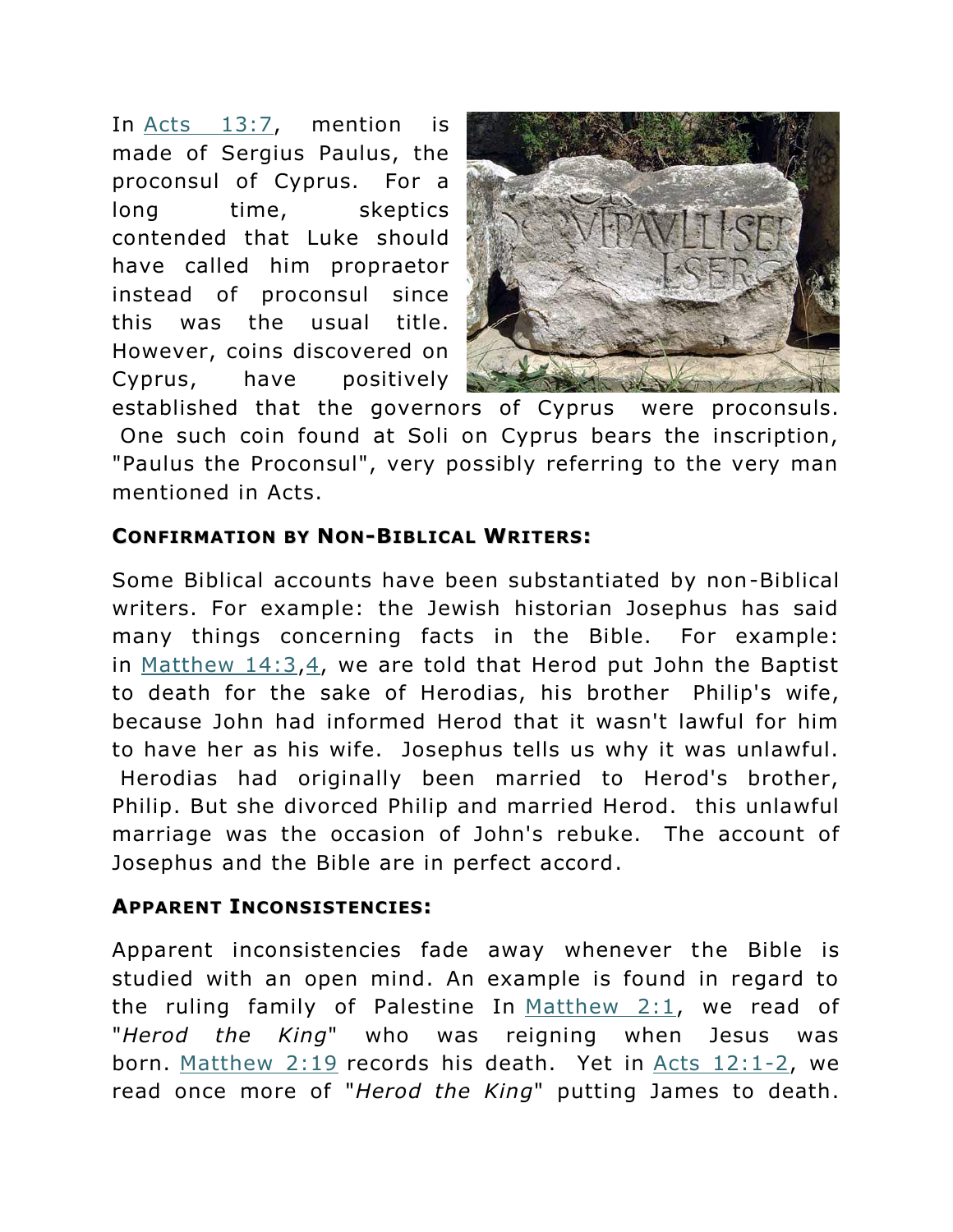In Acts 13:7, mention is made of Sergius Paulus, the proconsul of Cyprus. For a long time, skeptics contended that Luke should have called him propraetor instead of proconsul since this was the usual title. However, coins discovered on Cyprus, have positively established that the governors of Cyprus were proconsuls. One such coin found at Soli on Cyprus bears the inscription, "Paulus the Proconsul", very possibly referring to the very man mentioned in Acts.

#### **Confirmation by Non-Biblical Writers:**

Some Biblical accounts have been substantiated by non-Biblical writers. For example: the Jewish historian Josephus has said many things concerning facts in the Bible. For example: in Matthew 14:3,4, we are told that Herod put John the Baptist to death for the sake of Herodias, his brother Philip's wife, because John had informed Herod that it wasn't lawful for him to have her as his wife. Josephus tells us why it was unlawful. Herodias had originally been married to Herod's brother, Philip. But she divorced Philip and married Herod. this unlawful marriage was the occasion of John's rebuke. The account of Josephus and the Bible are in perfect accord.

#### **Apparent Inconsistencies:**

Apparent inconsistencies fade away whenever the Bible is studied with an open mind. An example is found in regard to the ruling family of Palestine In Matthew 2:1, we read of "*Herod the King*" who was reigning when Jesus was born. Matthew 2:19 records his death. Yet in Acts 12:1-2, we read once more of "*Herod the King*" putting James to death.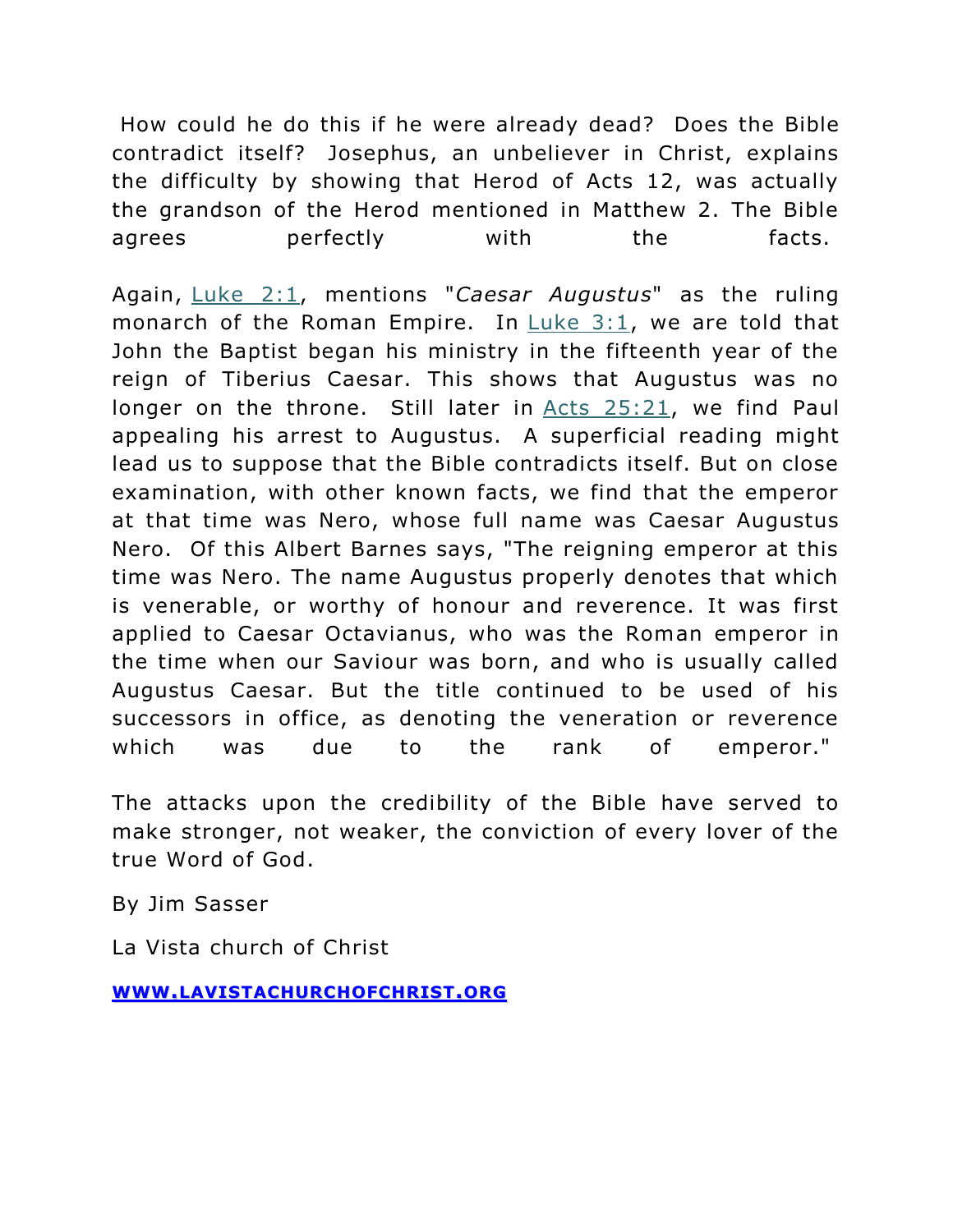How could he do this if he were already dead? Does the Bible contradict itself? Josephus, an unbeliever in Christ, explains the difficulty by showing that Herod of Acts 12, was actually the grandson of the Herod mentioned in Matthew 2. The Bible agrees perfectly with the facts.

Again, Luke 2:1, mentions "*Caesar Augustus*" as the ruling monarch of the Roman Empire. In Luke 3:1, we are told that John the Baptist began his ministry in the fifteenth year of the reign of Tiberius Caesar. This shows that Augustus was no longer on the throne. Still later in Acts 25:21, we find Paul appealing his arrest to Augustus. A superficial reading might lead us to suppose that the Bible contradicts itself. But on close examination, with other known facts, we find that the emperor at that time was Nero, whose full name was Caesar Augustus Nero. Of this Albert Barnes says, "The reigning emperor at this time was Nero. The name Augustus properly denotes that which is venerable, or worthy of honour and reverence. It was first applied to Caesar Octavianus, who was the Roman emperor in the time when our Saviour was born, and who is usually called Augustus Caesar. But the title continued to be used of his successors in office, as denoting the veneration or reverence which was due to the rank of emperor."

The attacks upon the credibility of the Bible have served to make stronger, not weaker, the conviction of every lover of the true Word of God.

By Jim Sasser

La Vista church of Christ

**WWW.LAVISTACHURCHOFCHRIST.ORG**